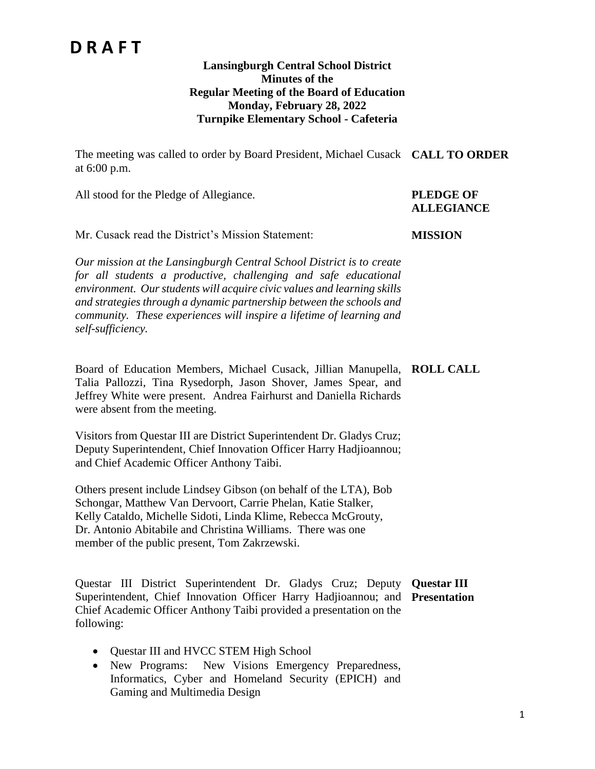# D R A F T

**Lansingburgh Central School District**
**Minutes of the**
**Regular Meeting of the Board of Education**
**Monday, February 28, 2022**
**Turnpike Elementary School - Cafeteria**

**CALL TO ORDER**

The meeting was called to order by Board President, Michael Cusack at 6:00 p.m.

**PLEDGE OF ALLEGIANCE**

All stood for the Pledge of Allegiance.

**MISSION**

Mr. Cusack read the District's Mission Statement:

*Our mission at the Lansingburgh Central School District is to create for all students a productive, challenging and safe educational environment. Our students will acquire civic values and learning skills and strategies through a dynamic partnership between the schools and community. These experiences will inspire a lifetime of learning and self-sufficiency.*

**ROLL CALL**

Board of Education Members, Michael Cusack, Jillian Manupella, Talia Pallozzi, Tina Rysedorph, Jason Shover, James Spear, and Jeffrey White were present. Andrea Fairhurst and Daniella Richards were absent from the meeting.

Visitors from Questar III are District Superintendent Dr. Gladys Cruz; Deputy Superintendent, Chief Innovation Officer Harry Hadjioannou; and Chief Academic Officer Anthony Taibi.

Others present include Lindsey Gibson (on behalf of the LTA), Bob Schongar, Matthew Van Dervoort, Carrie Phelan, Katie Stalker, Kelly Cataldo, Michelle Sidoti, Linda Klime, Rebecca McGrouty, Dr. Antonio Abitabile and Christina Williams. There was one member of the public present, Tom Zakrzewski.

**Questar III Presentation**

Questar III District Superintendent Dr. Gladys Cruz; Deputy Superintendent, Chief Innovation Officer Harry Hadjioannou; and Chief Academic Officer Anthony Taibi provided a presentation on the following:

- Questar III and HVCC STEM High School
- New Programs: New Visions Emergency Preparedness, Informatics, Cyber and Homeland Security (EPICH) and Gaming and Multimedia Design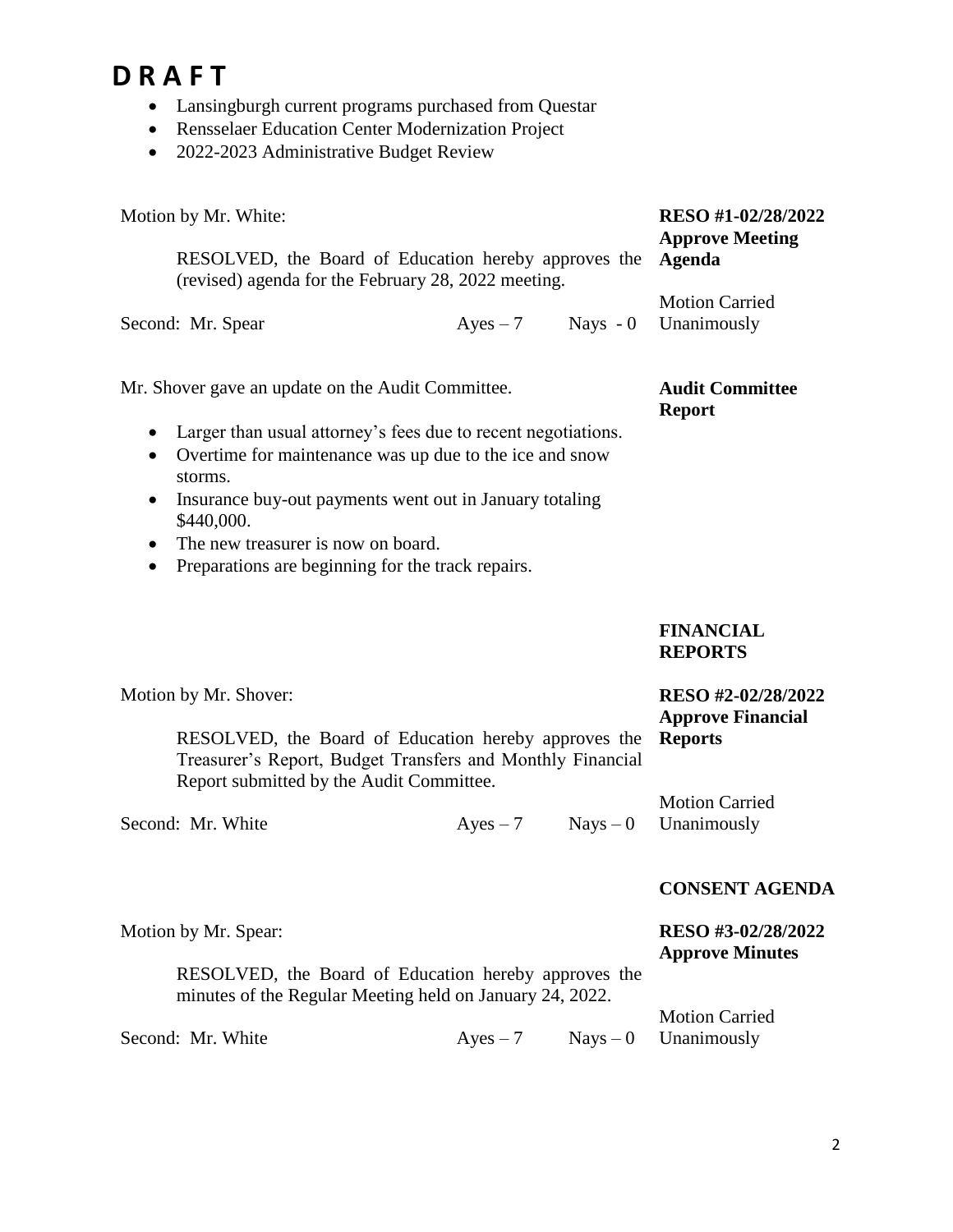# D R A F T

- Lansingburgh current programs purchased from Questar
- Rensselaer Education Center Modernization Project
- 2022-2023 Administrative Budget Review

**RESO #1-02/28/2022 Approve Meeting Agenda**

Motion by Mr. White:

RESOLVED, the Board of Education hereby approves the (revised) agenda for the February 28, 2022 meeting.

Second: Mr. Spear Ayes – 7 Nays - 0

Motion Carried Unanimously

**Audit Committee Report**

Mr. Shover gave an update on the Audit Committee.

- Larger than usual attorney's fees due to recent negotiations.
- Overtime for maintenance was up due to the ice and snow storms.
- Insurance buy-out payments went out in January totaling $440,000.
- The new treasurer is now on board.
- Preparations are beginning for the track repairs.

**FINANCIAL REPORTS**

**RESO #2-02/28/2022 Approve Financial Reports**

Motion by Mr. Shover:

RESOLVED, the Board of Education hereby approves the Treasurer's Report, Budget Transfers and Monthly Financial Report submitted by the Audit Committee.

Second: Mr. White Ayes – 7 Nays – 0

Motion Carried Unanimously

**CONSENT AGENDA**

**RESO #3-02/28/2022 Approve Minutes**

Motion by Mr. Spear:

RESOLVED, the Board of Education hereby approves the minutes of the Regular Meeting held on January 24, 2022.

Second: Mr. White Ayes – 7 Nays – 0

Motion Carried Unanimously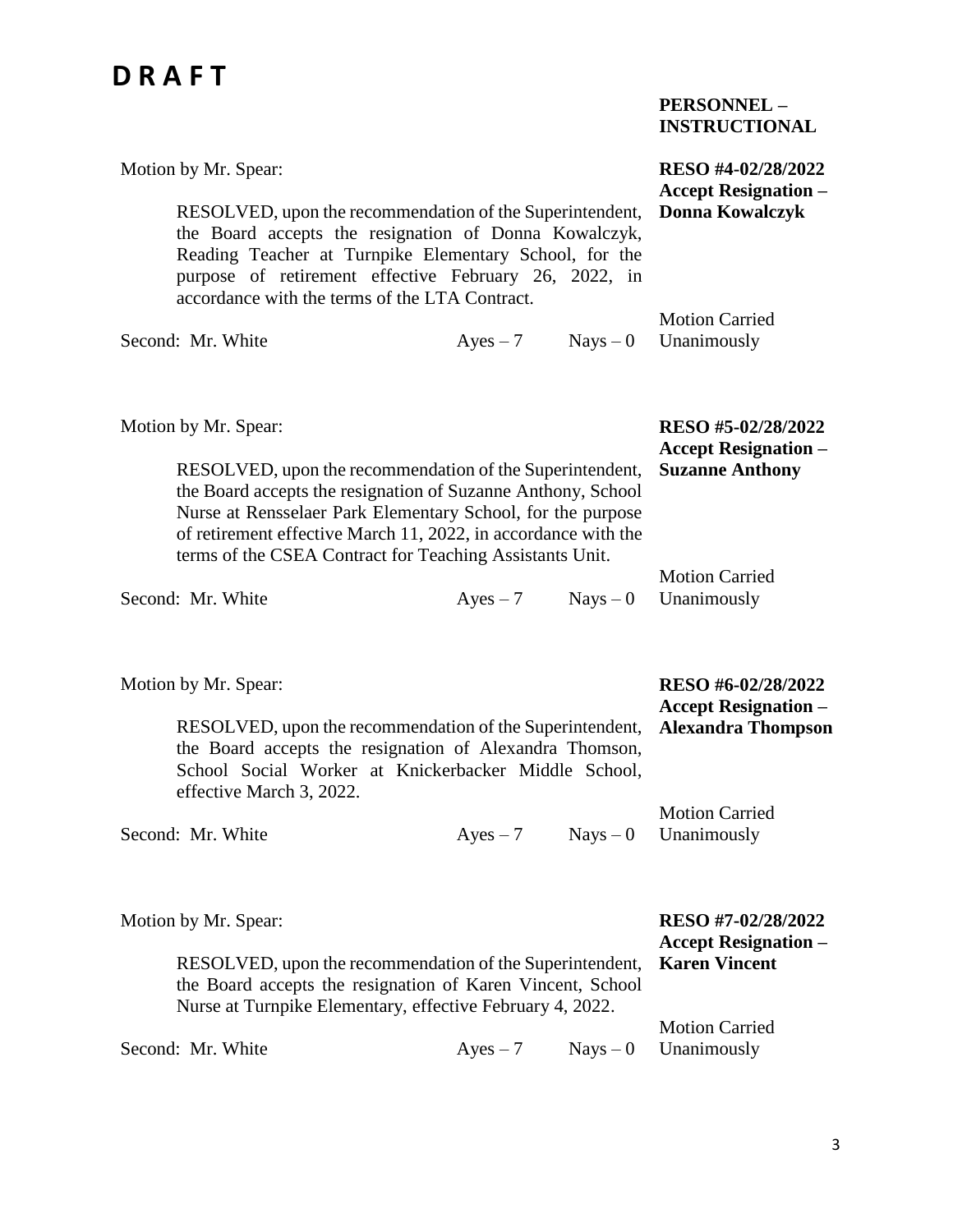# D R A F T

**PERSONNEL – INSTRUCTIONAL**

Motion by Mr. Spear:

**RESO #4-02/28/2022**
**Accept Resignation – Donna Kowalczyk**

RESOLVED, upon the recommendation of the Superintendent, the Board accepts the resignation of Donna Kowalczyk, Reading Teacher at Turnpike Elementary School, for the purpose of retirement effective February 26, 2022, in accordance with the terms of the LTA Contract.

Second: Mr. White — Ayes – 7 — Nays – 0 — Motion Carried Unanimously

Motion by Mr. Spear:

**RESO #5-02/28/2022**
**Accept Resignation – Suzanne Anthony**

RESOLVED, upon the recommendation of the Superintendent, the Board accepts the resignation of Suzanne Anthony, School Nurse at Rensselaer Park Elementary School, for the purpose of retirement effective March 11, 2022, in accordance with the terms of the CSEA Contract for Teaching Assistants Unit.

Second: Mr. White — Ayes – 7 — Nays – 0 — Motion Carried Unanimously

Motion by Mr. Spear:

**RESO #6-02/28/2022**
**Accept Resignation – Alexandra Thompson**

RESOLVED, upon the recommendation of the Superintendent, the Board accepts the resignation of Alexandra Thomson, School Social Worker at Knickerbacker Middle School, effective March 3, 2022.

Second: Mr. White — Ayes – 7 — Nays – 0 — Motion Carried Unanimously

Motion by Mr. Spear:

**RESO #7-02/28/2022**
**Accept Resignation – Karen Vincent**

RESOLVED, upon the recommendation of the Superintendent, the Board accepts the resignation of Karen Vincent, School Nurse at Turnpike Elementary, effective February 4, 2022.

Second: Mr. White — Ayes – 7 — Nays – 0 — Motion Carried Unanimously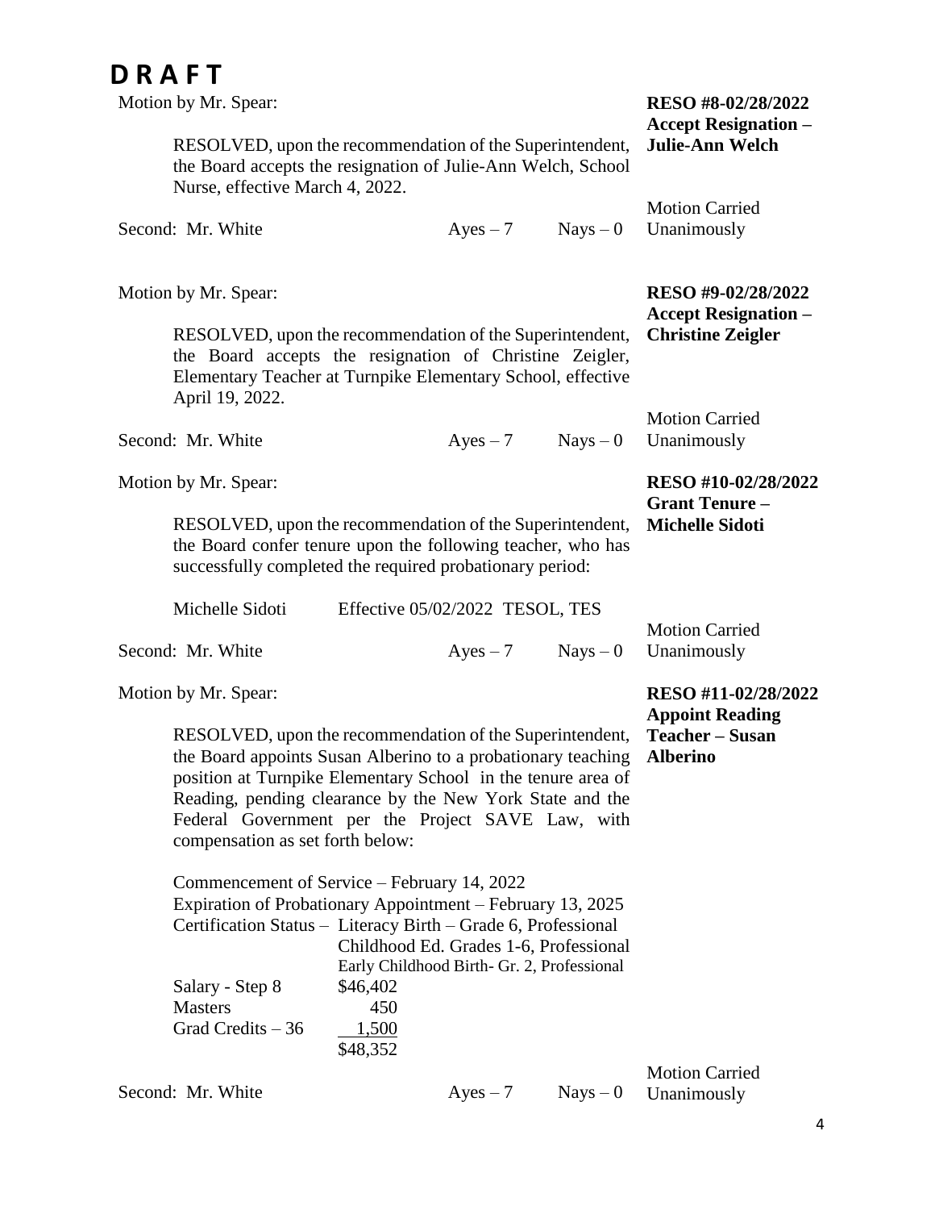# D R A F T

Motion by Mr. Spear:

**RESO #8-02/28/2022**
**Accept Resignation – Julie-Ann Welch**

RESOLVED, upon the recommendation of the Superintendent, the Board accepts the resignation of Julie-Ann Welch, School Nurse, effective March 4, 2022.

Second: Mr. White Ayes – 7 Nays – 0 Motion Carried Unanimously

Motion by Mr. Spear:

**RESO #9-02/28/2022**
**Accept Resignation – Christine Zeigler**

RESOLVED, upon the recommendation of the Superintendent, the Board accepts the resignation of Christine Zeigler, Elementary Teacher at Turnpike Elementary School, effective April 19, 2022.

Second: Mr. White Ayes – 7 Nays – 0 Motion Carried Unanimously

Motion by Mr. Spear:

**RESO #10-02/28/2022**
**Grant Tenure – Michelle Sidoti**

RESOLVED, upon the recommendation of the Superintendent, the Board confer tenure upon the following teacher, who has successfully completed the required probationary period:

Michelle Sidoti Effective 05/02/2022 TESOL, TES

Second: Mr. White Ayes – 7 Nays – 0 Motion Carried Unanimously

Motion by Mr. Spear:

**RESO #11-02/28/2022**
**Appoint Reading Teacher – Susan Alberino**

RESOLVED, upon the recommendation of the Superintendent, the Board appoints Susan Alberino to a probationary teaching position at Turnpike Elementary School in the tenure area of Reading, pending clearance by the New York State and the Federal Government per the Project SAVE Law, with compensation as set forth below:

Commencement of Service – February 14, 2022
Expiration of Probationary Appointment – February 13, 2025
Certification Status – Literacy Birth – Grade 6, Professional
Childhood Ed. Grades 1-6, Professional
Early Childhood Birth- Gr. 2, Professional

| | |
|---|---|
| Salary - Step 8 | $46,402 |
| Masters | 450 |
| Grad Credits – 36 | 1,500 |
| | $48,352 |

Second: Mr. White Ayes – 7 Nays – 0 Motion Carried Unanimously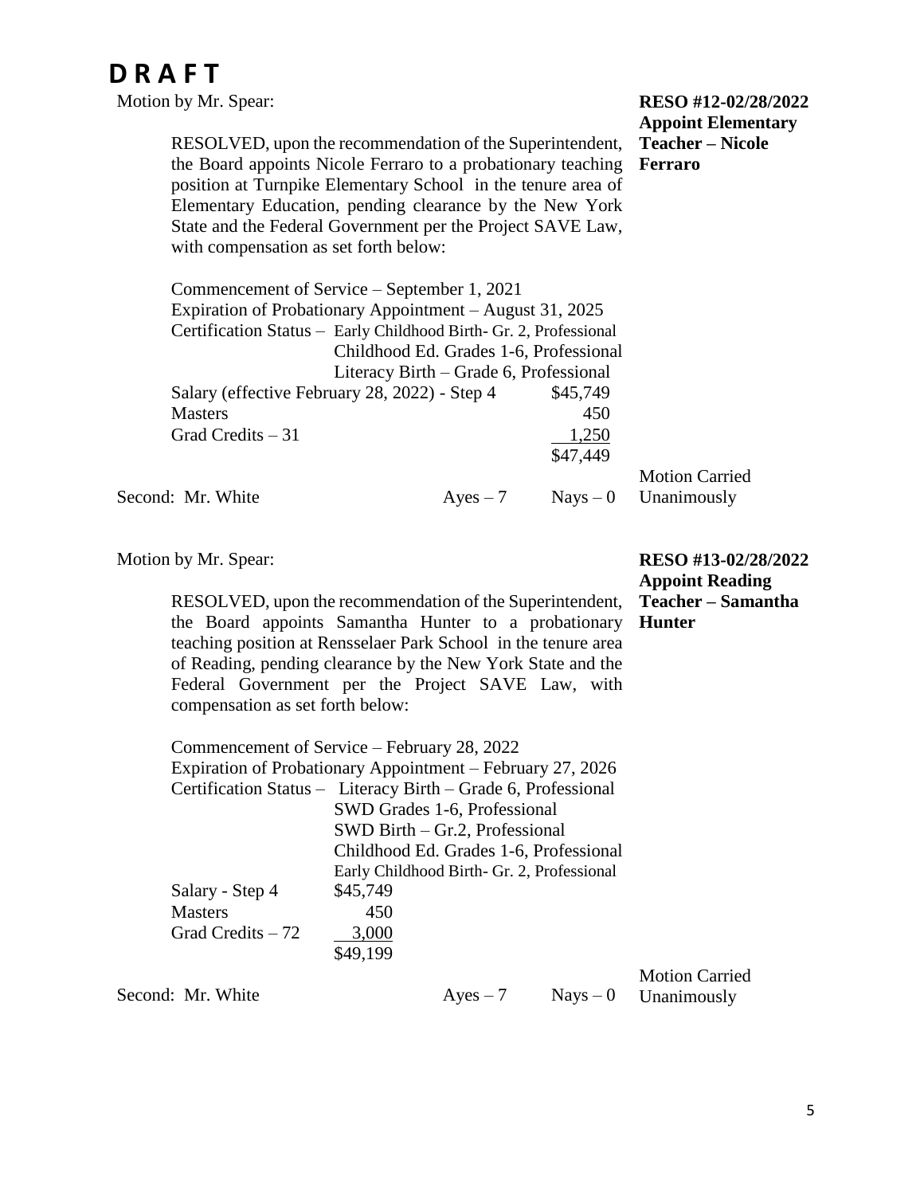# D R A F T

Motion by Mr. Spear:

**RESO #12-02/28/2022**
**Appoint Elementary Teacher – Nicole Ferraro**

RESOLVED, upon the recommendation of the Superintendent, the Board appoints Nicole Ferraro to a probationary teaching position at Turnpike Elementary School in the tenure area of Elementary Education, pending clearance by the New York State and the Federal Government per the Project SAVE Law, with compensation as set forth below:

Commencement of Service – September 1, 2021
Expiration of Probationary Appointment – August 31, 2025
Certification Status – Early Childhood Birth- Gr. 2, Professional
Childhood Ed. Grades 1-6, Professional
Literacy Birth – Grade 6, Professional

| | |
|---|---|
| Salary (effective February 28, 2022) - Step 4 | $45,749 |
| Masters | 450 |
| Grad Credits – 31 | 1,250 |
| | $47,449 |

Second: Mr. White Ayes – 7 Nays – 0

Motion Carried Unanimously

Motion by Mr. Spear:

**RESO #13-02/28/2022**
**Appoint Reading Teacher – Samantha Hunter**

RESOLVED, upon the recommendation of the Superintendent, the Board appoints Samantha Hunter to a probationary teaching position at Rensselaer Park School in the tenure area of Reading, pending clearance by the New York State and the Federal Government per the Project SAVE Law, with compensation as set forth below:

Commencement of Service – February 28, 2022
Expiration of Probationary Appointment – February 27, 2026
Certification Status – Literacy Birth – Grade 6, Professional
SWD Grades 1-6, Professional
SWD Birth – Gr.2, Professional
Childhood Ed. Grades 1-6, Professional
Early Childhood Birth- Gr. 2, Professional

| | |
|---|---|
| Salary - Step 4 | $45,749 |
| Masters | 450 |
| Grad Credits – 72 | 3,000 |
| | $49,199 |

Second: Mr. White Ayes – 7 Nays – 0

Motion Carried Unanimously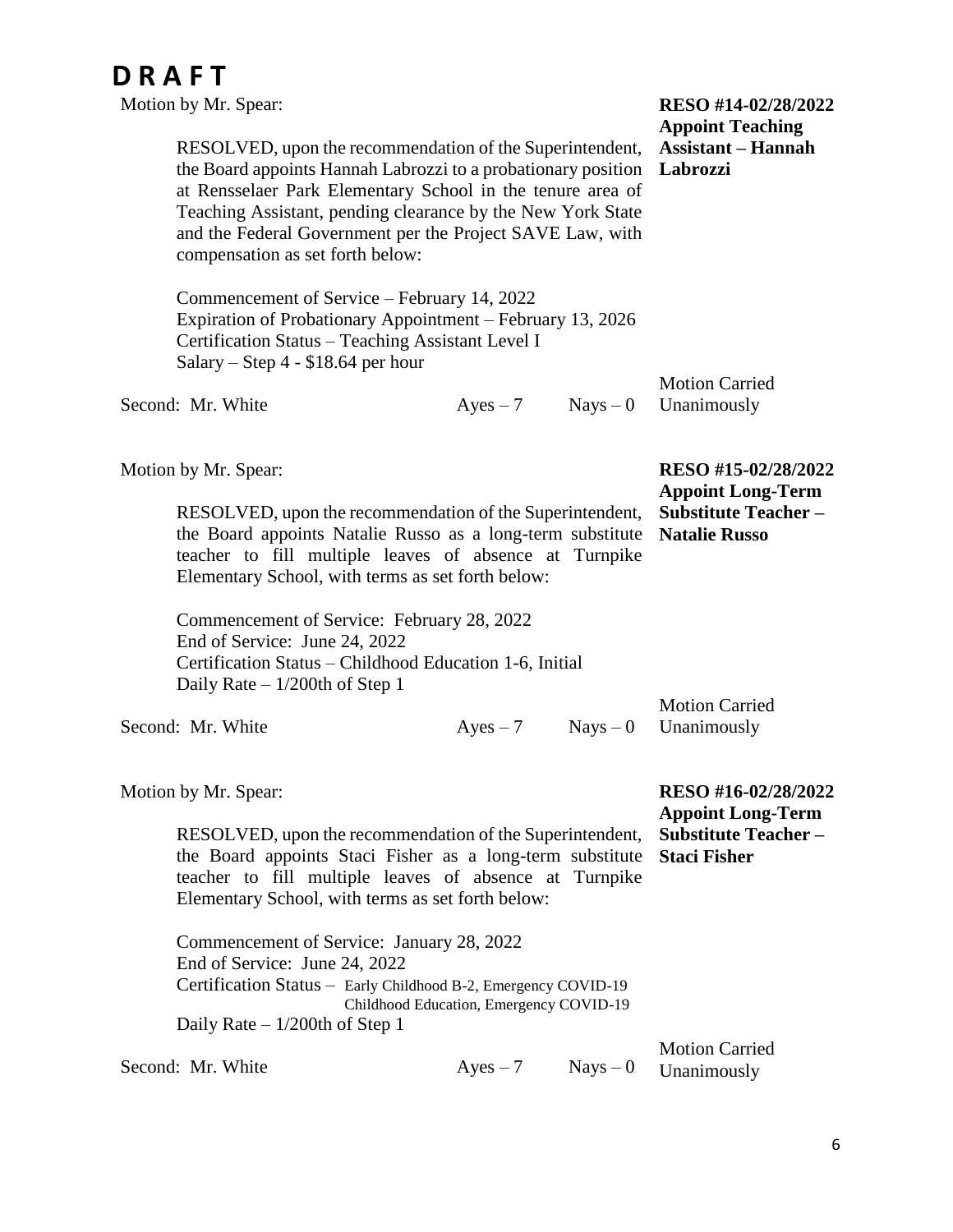# D R A F T

Motion by Mr. Spear:

**RESO #14-02/28/2022 Appoint Teaching Assistant – Hannah Labrozzi**

RESOLVED, upon the recommendation of the Superintendent, the Board appoints Hannah Labrozzi to a probationary position at Rensselaer Park Elementary School in the tenure area of Teaching Assistant, pending clearance by the New York State and the Federal Government per the Project SAVE Law, with compensation as set forth below:

Commencement of Service – February 14, 2022
Expiration of Probationary Appointment – February 13, 2026
Certification Status – Teaching Assistant Level I
Salary – Step 4 - $18.64 per hour

Second: Mr. White　　Ayes – 7　　Nays – 0　　Motion Carried Unanimously

Motion by Mr. Spear:

**RESO #15-02/28/2022 Appoint Long-Term Substitute Teacher – Natalie Russo**

RESOLVED, upon the recommendation of the Superintendent, the Board appoints Natalie Russo as a long-term substitute teacher to fill multiple leaves of absence at Turnpike Elementary School, with terms as set forth below:

Commencement of Service: February 28, 2022
End of Service: June 24, 2022
Certification Status – Childhood Education 1-6, Initial
Daily Rate – 1/200th of Step 1

Second: Mr. White　　Ayes – 7　　Nays – 0　　Motion Carried Unanimously

Motion by Mr. Spear:

**RESO #16-02/28/2022 Appoint Long-Term Substitute Teacher – Staci Fisher**

RESOLVED, upon the recommendation of the Superintendent, the Board appoints Staci Fisher as a long-term substitute teacher to fill multiple leaves of absence at Turnpike Elementary School, with terms as set forth below:

Commencement of Service: January 28, 2022
End of Service: June 24, 2022
Certification Status – Early Childhood B-2, Emergency COVID-19
Childhood Education, Emergency COVID-19
Daily Rate – 1/200th of Step 1

Second: Mr. White　　Ayes – 7　　Nays – 0　　Motion Carried Unanimously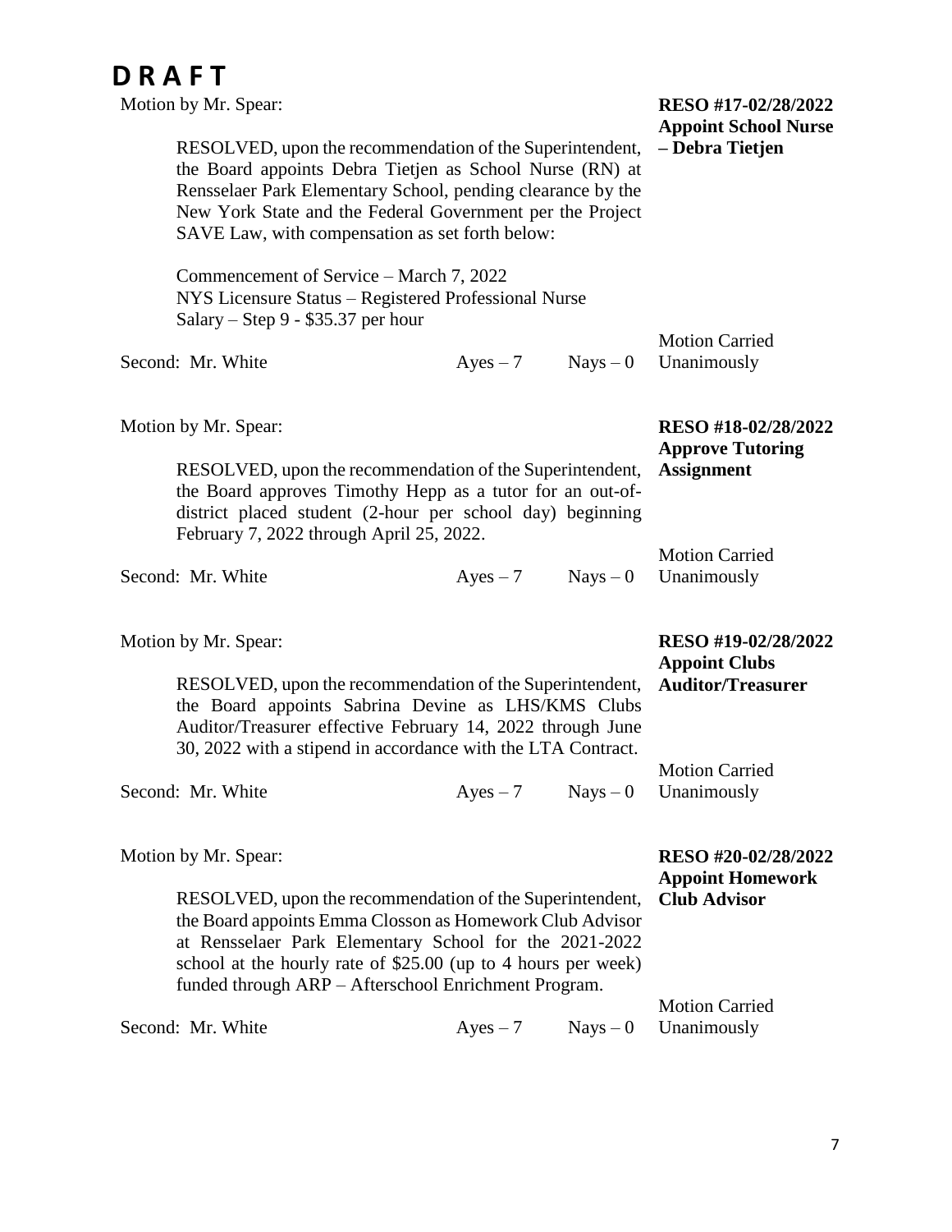**D R A F T**

Motion by Mr. Spear:

**RESO #17-02/28/2022**
**Appoint School Nurse – Debra Tietjen**

RESOLVED, upon the recommendation of the Superintendent, the Board appoints Debra Tietjen as School Nurse (RN) at Rensselaer Park Elementary School, pending clearance by the New York State and the Federal Government per the Project SAVE Law, with compensation as set forth below:

Commencement of Service – March 7, 2022
NYS Licensure Status – Registered Professional Nurse
Salary – Step 9 - $35.37 per hour

Second: Mr. White Ayes – 7 Nays – 0 Motion Carried Unanimously

Motion by Mr. Spear:

**RESO #18-02/28/2022**
**Approve Tutoring Assignment**

RESOLVED, upon the recommendation of the Superintendent, the Board approves Timothy Hepp as a tutor for an out-of-district placed student (2-hour per school day) beginning February 7, 2022 through April 25, 2022.

Second: Mr. White Ayes – 7 Nays – 0 Motion Carried Unanimously

Motion by Mr. Spear:

**RESO #19-02/28/2022**
**Appoint Clubs Auditor/Treasurer**

RESOLVED, upon the recommendation of the Superintendent, the Board appoints Sabrina Devine as LHS/KMS Clubs Auditor/Treasurer effective February 14, 2022 through June 30, 2022 with a stipend in accordance with the LTA Contract.

Second: Mr. White Ayes – 7 Nays – 0 Motion Carried Unanimously

Motion by Mr. Spear:

**RESO #20-02/28/2022**
**Appoint Homework Club Advisor**

RESOLVED, upon the recommendation of the Superintendent, the Board appoints Emma Closson as Homework Club Advisor at Rensselaer Park Elementary School for the 2021-2022 school at the hourly rate of $25.00 (up to 4 hours per week) funded through ARP – Afterschool Enrichment Program.

Second: Mr. White Ayes – 7 Nays – 0 Motion Carried Unanimously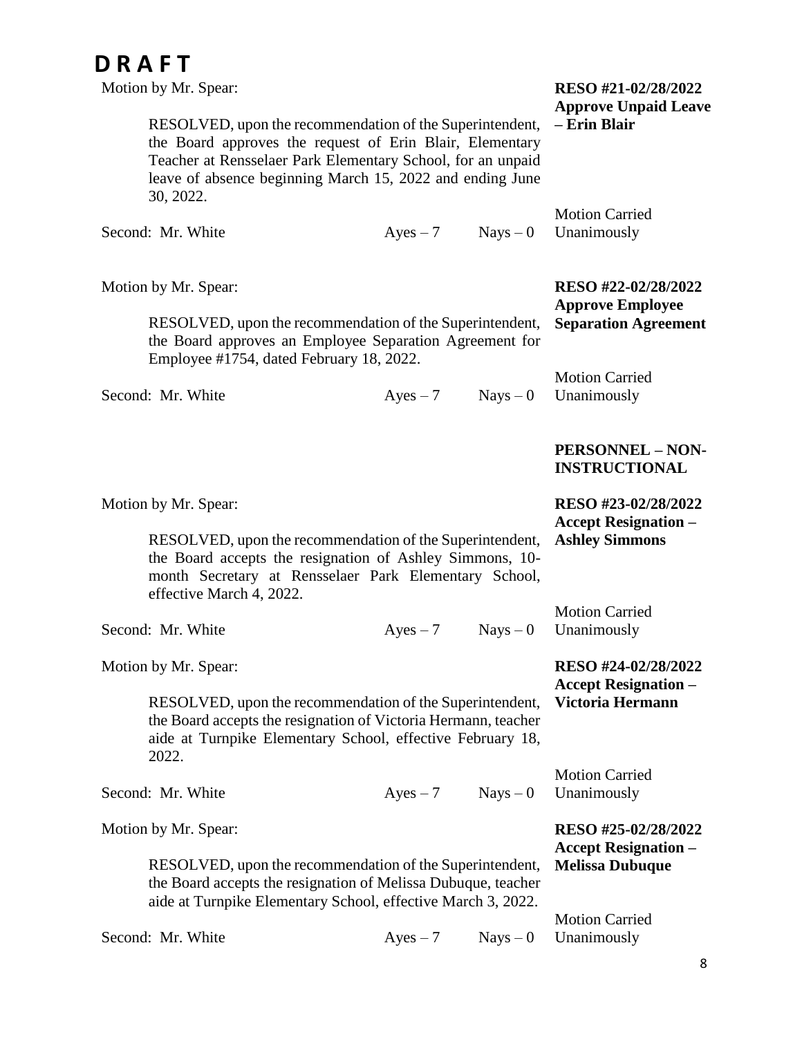# D R A F T

Motion by Mr. Spear:

**RESO #21-02/28/2022**
**Approve Unpaid Leave – Erin Blair**

RESOLVED, upon the recommendation of the Superintendent, the Board approves the request of Erin Blair, Elementary Teacher at Rensselaer Park Elementary School, for an unpaid leave of absence beginning March 15, 2022 and ending June 30, 2022.

Second: Mr. White  Ayes – 7  Nays – 0  Motion Carried Unanimously

Motion by Mr. Spear:

**RESO #22-02/28/2022**
**Approve Employee Separation Agreement**

RESOLVED, upon the recommendation of the Superintendent, the Board approves an Employee Separation Agreement for Employee #1754, dated February 18, 2022.

Second: Mr. White  Ayes – 7  Nays – 0  Motion Carried Unanimously

**PERSONNEL – NON-INSTRUCTIONAL**

Motion by Mr. Spear:

**RESO #23-02/28/2022**
**Accept Resignation – Ashley Simmons**

RESOLVED, upon the recommendation of the Superintendent, the Board accepts the resignation of Ashley Simmons, 10-month Secretary at Rensselaer Park Elementary School, effective March 4, 2022.

Second: Mr. White  Ayes – 7  Nays – 0  Motion Carried Unanimously

Motion by Mr. Spear:

**RESO #24-02/28/2022**
**Accept Resignation – Victoria Hermann**

RESOLVED, upon the recommendation of the Superintendent, the Board accepts the resignation of Victoria Hermann, teacher aide at Turnpike Elementary School, effective February 18, 2022.

Second: Mr. White  Ayes – 7  Nays – 0  Motion Carried Unanimously

Motion by Mr. Spear:

**RESO #25-02/28/2022**
**Accept Resignation – Melissa Dubuque**

RESOLVED, upon the recommendation of the Superintendent, the Board accepts the resignation of Melissa Dubuque, teacher aide at Turnpike Elementary School, effective March 3, 2022.

Second: Mr. White  Ayes – 7  Nays – 0  Motion Carried Unanimously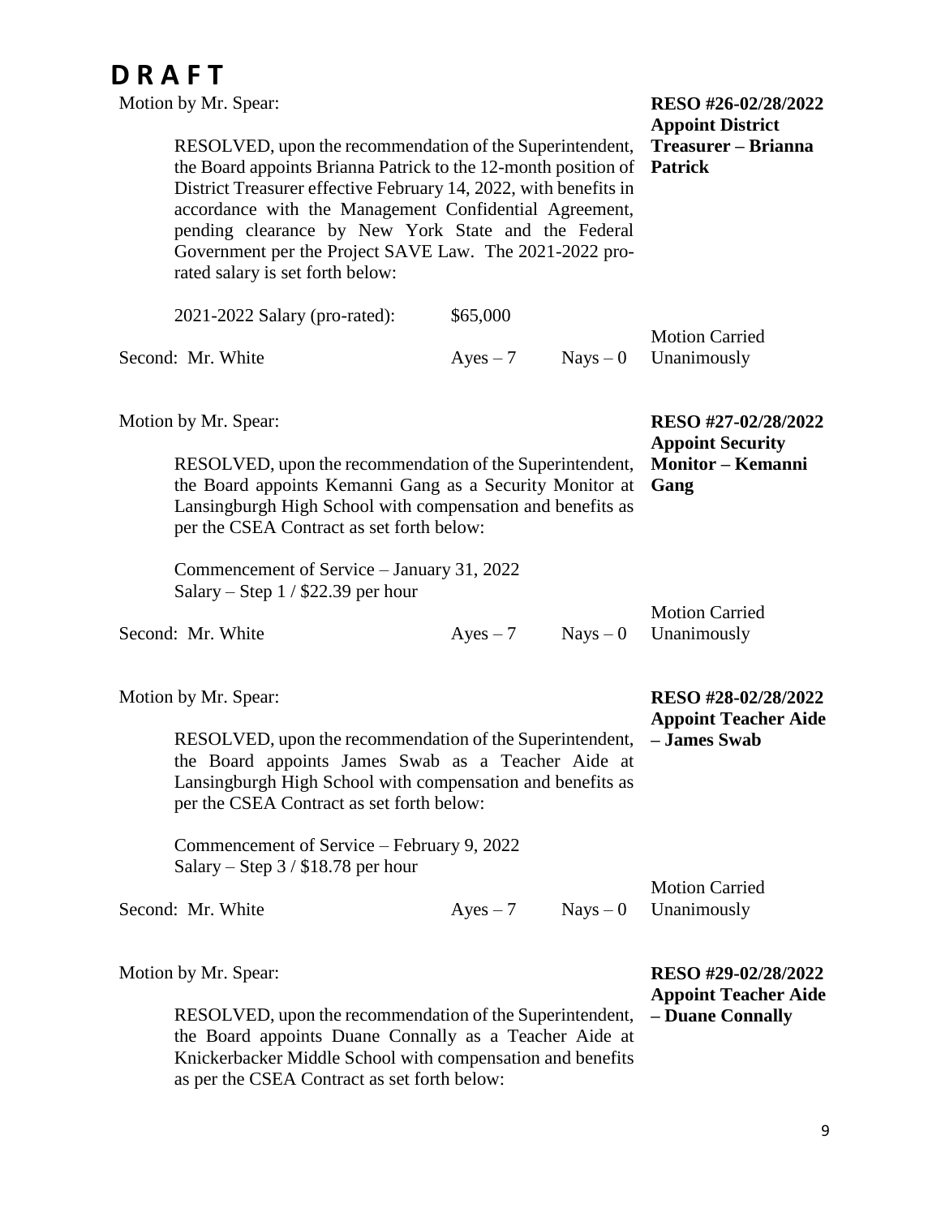**D R A F T**

Motion by Mr. Spear:

**RESO #26-02/28/2022 Appoint District Treasurer – Brianna Patrick**

RESOLVED, upon the recommendation of the Superintendent, the Board appoints Brianna Patrick to the 12-month position of District Treasurer effective February 14, 2022, with benefits in accordance with the Management Confidential Agreement, pending clearance by New York State and the Federal Government per the Project SAVE Law. The 2021-2022 pro-rated salary is set forth below:

2021-2022 Salary (pro-rated): $65,000

Second: Mr. White Ayes – 7 Nays – 0 Motion Carried Unanimously

Motion by Mr. Spear:

**RESO #27-02/28/2022 Appoint Security Monitor – Kemanni Gang**

RESOLVED, upon the recommendation of the Superintendent, the Board appoints Kemanni Gang as a Security Monitor at Lansingburgh High School with compensation and benefits as per the CSEA Contract as set forth below:

Commencement of Service – January 31, 2022
Salary – Step 1 / $22.39 per hour

Second: Mr. White Ayes – 7 Nays – 0 Motion Carried Unanimously

Motion by Mr. Spear:

**RESO #28-02/28/2022 Appoint Teacher Aide – James Swab**

RESOLVED, upon the recommendation of the Superintendent, the Board appoints James Swab as a Teacher Aide at Lansingburgh High School with compensation and benefits as per the CSEA Contract as set forth below:

Commencement of Service – February 9, 2022
Salary – Step 3 / $18.78 per hour

Second: Mr. White Ayes – 7 Nays – 0 Motion Carried Unanimously

Motion by Mr. Spear:

**RESO #29-02/28/2022 Appoint Teacher Aide – Duane Connally**

RESOLVED, upon the recommendation of the Superintendent, the Board appoints Duane Connally as a Teacher Aide at Knickerbacker Middle School with compensation and benefits as per the CSEA Contract as set forth below: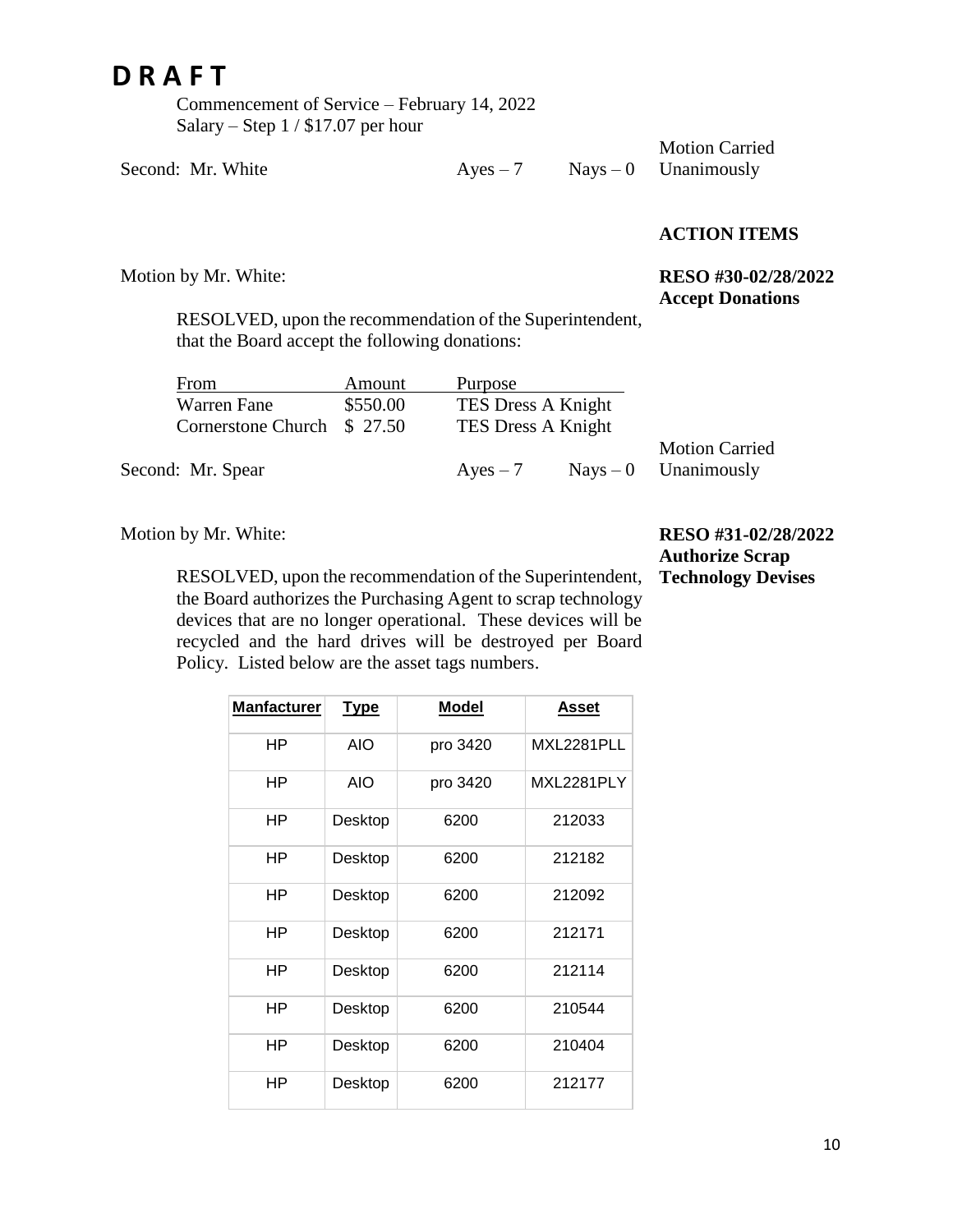# DRAFT

Commencement of Service – February 14, 2022
Salary – Step 1 / $17.07 per hour

Second: Mr. White Ayes – 7 Nays – 0 Motion Carried Unanimously

**ACTION ITEMS**

**RESO #30-02/28/2022**
**Accept Donations**

Motion by Mr. White:

RESOLVED, upon the recommendation of the Superintendent, that the Board accept the following donations:

| From | Amount | Purpose |
|---|---|---|
| Warren Fane | $550.00 | TES Dress A Knight |
| Cornerstone Church | $ 27.50 | TES Dress A Knight |

Second: Mr. Spear Ayes – 7 Nays – 0 Motion Carried Unanimously

**RESO #31-02/28/2022**
**Authorize Scrap Technology Devises**

Motion by Mr. White:

RESOLVED, upon the recommendation of the Superintendent, the Board authorizes the Purchasing Agent to scrap technology devices that are no longer operational. These devices will be recycled and the hard drives will be destroyed per Board Policy. Listed below are the asset tags numbers.

| Manfacturer | Type | Model | Asset |
|---|---|---|---|
| HP | AIO | pro 3420 | MXL2281PLL |
| HP | AIO | pro 3420 | MXL2281PLY |
| HP | Desktop | 6200 | 212033 |
| HP | Desktop | 6200 | 212182 |
| HP | Desktop | 6200 | 212092 |
| HP | Desktop | 6200 | 212171 |
| HP | Desktop | 6200 | 212114 |
| HP | Desktop | 6200 | 210544 |
| HP | Desktop | 6200 | 210404 |
| HP | Desktop | 6200 | 212177 |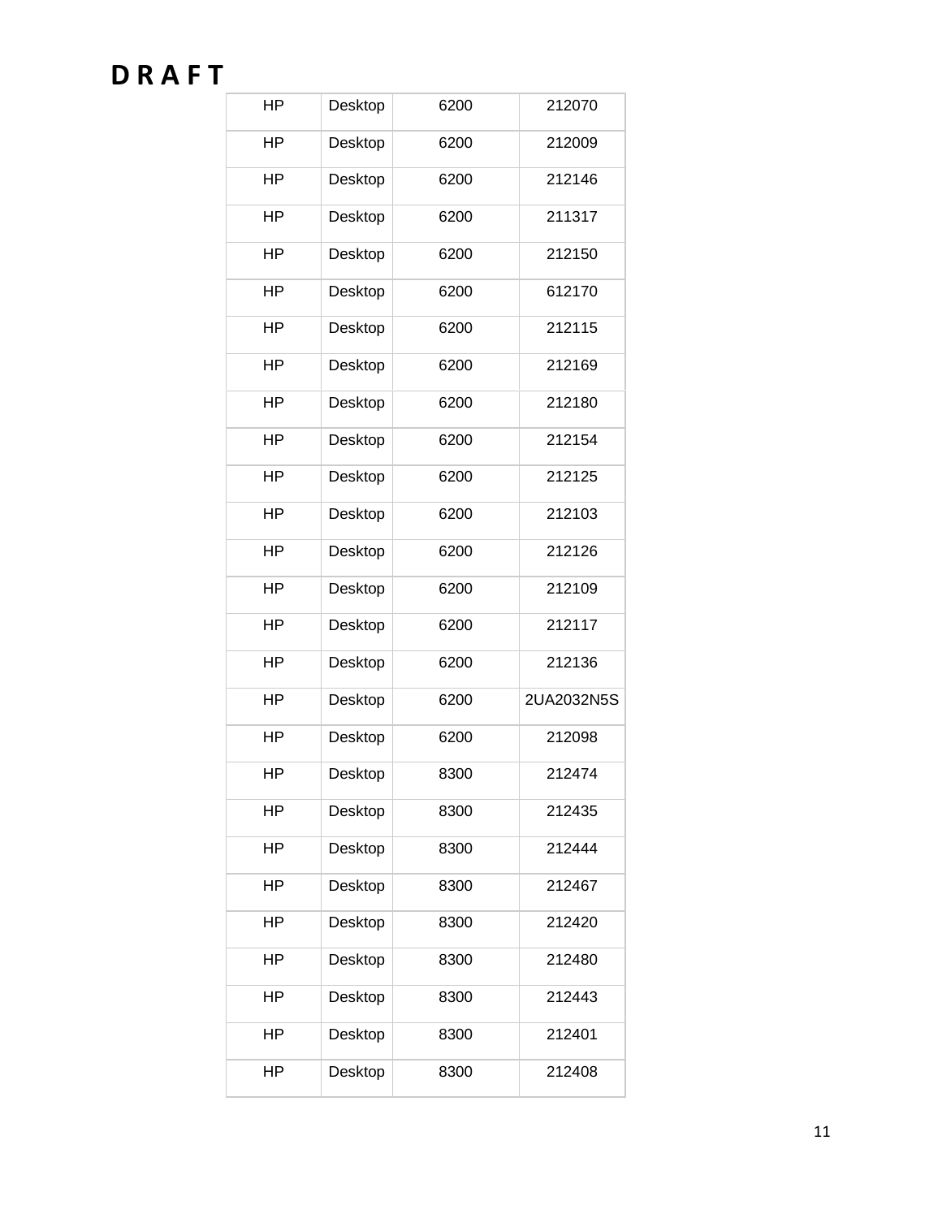**D R A F T**

| | | | |
|---|---|---|---|
| HP | Desktop | 6200 | 212070 |
| HP | Desktop | 6200 | 212009 |
| HP | Desktop | 6200 | 212146 |
| HP | Desktop | 6200 | 211317 |
| HP | Desktop | 6200 | 212150 |
| HP | Desktop | 6200 | 612170 |
| HP | Desktop | 6200 | 212115 |
| HP | Desktop | 6200 | 212169 |
| HP | Desktop | 6200 | 212180 |
| HP | Desktop | 6200 | 212154 |
| HP | Desktop | 6200 | 212125 |
| HP | Desktop | 6200 | 212103 |
| HP | Desktop | 6200 | 212126 |
| HP | Desktop | 6200 | 212109 |
| HP | Desktop | 6200 | 212117 |
| HP | Desktop | 6200 | 212136 |
| HP | Desktop | 6200 | 2UA2032N5S |
| HP | Desktop | 6200 | 212098 |
| HP | Desktop | 8300 | 212474 |
| HP | Desktop | 8300 | 212435 |
| HP | Desktop | 8300 | 212444 |
| HP | Desktop | 8300 | 212467 |
| HP | Desktop | 8300 | 212420 |
| HP | Desktop | 8300 | 212480 |
| HP | Desktop | 8300 | 212443 |
| HP | Desktop | 8300 | 212401 |
| HP | Desktop | 8300 | 212408 |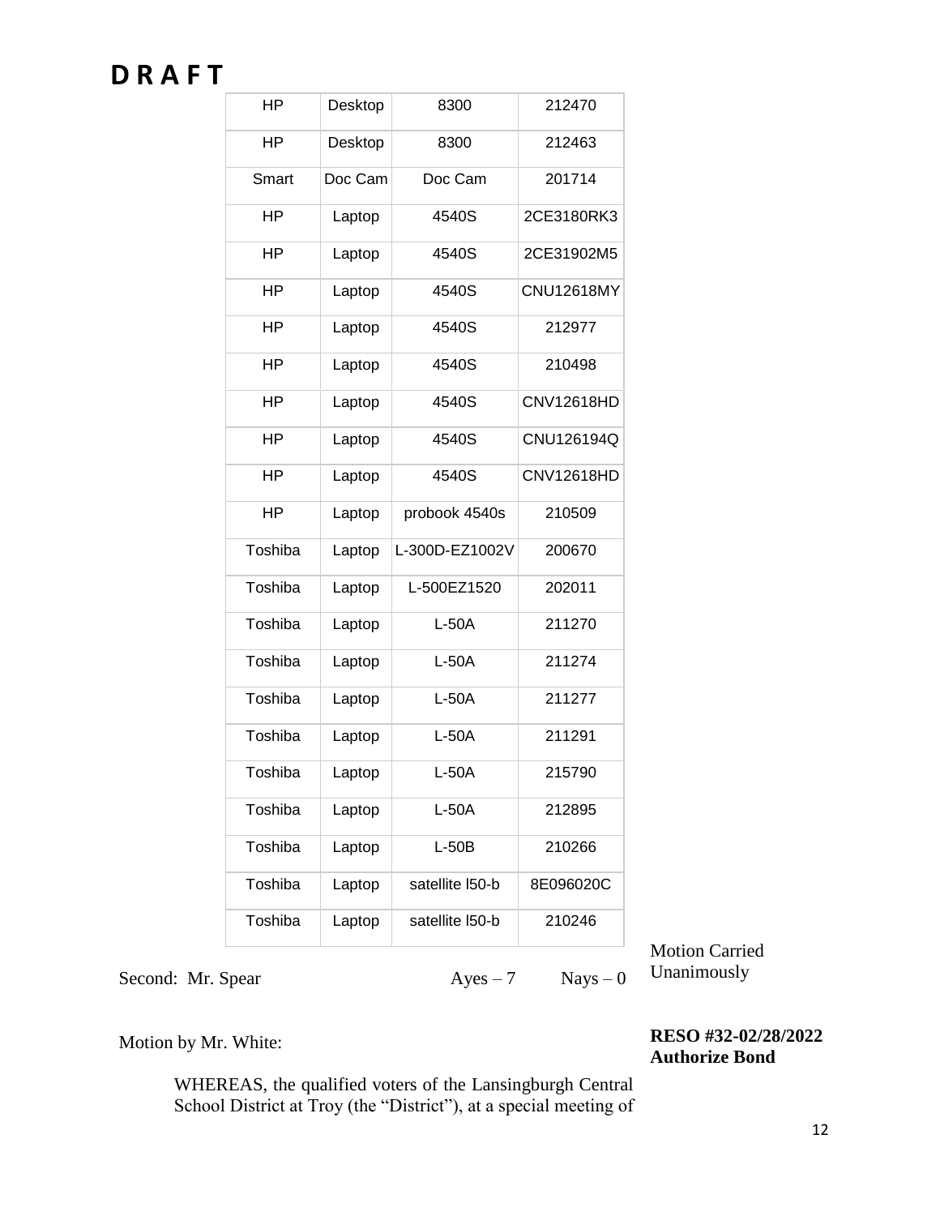# D R A F T

| HP | Desktop | 8300 | 212470 |
|---|---|---|---|
| HP | Desktop | 8300 | 212463 |
| Smart | Doc Cam | Doc Cam | 201714 |
| HP | Laptop | 4540S | 2CE3180RK3 |
| HP | Laptop | 4540S | 2CE31902M5 |
| HP | Laptop | 4540S | CNU12618MY |
| HP | Laptop | 4540S | 212977 |
| HP | Laptop | 4540S | 210498 |
| HP | Laptop | 4540S | CNV12618HD |
| HP | Laptop | 4540S | CNU126194Q |
| HP | Laptop | 4540S | CNV12618HD |
| HP | Laptop | probook 4540s | 210509 |
| Toshiba | Laptop | L-300D-EZ1002V | 200670 |
| Toshiba | Laptop | L-500EZ1520 | 202011 |
| Toshiba | Laptop | L-50A | 211270 |
| Toshiba | Laptop | L-50A | 211274 |
| Toshiba | Laptop | L-50A | 211277 |
| Toshiba | Laptop | L-50A | 211291 |
| Toshiba | Laptop | L-50A | 215790 |
| Toshiba | Laptop | L-50A | 212895 |
| Toshiba | Laptop | L-50B | 210266 |
| Toshiba | Laptop | satellite l50-b | 8E096020C |
| Toshiba | Laptop | satellite l50-b | 210246 |

Second: Mr. Spear Ayes – 7 Nays – 0

Motion Carried Unanimously

Motion by Mr. White:

**RESO #32-02/28/2022**
**Authorize Bond**

WHEREAS, the qualified voters of the Lansingburgh Central School District at Troy (the "District"), at a special meeting of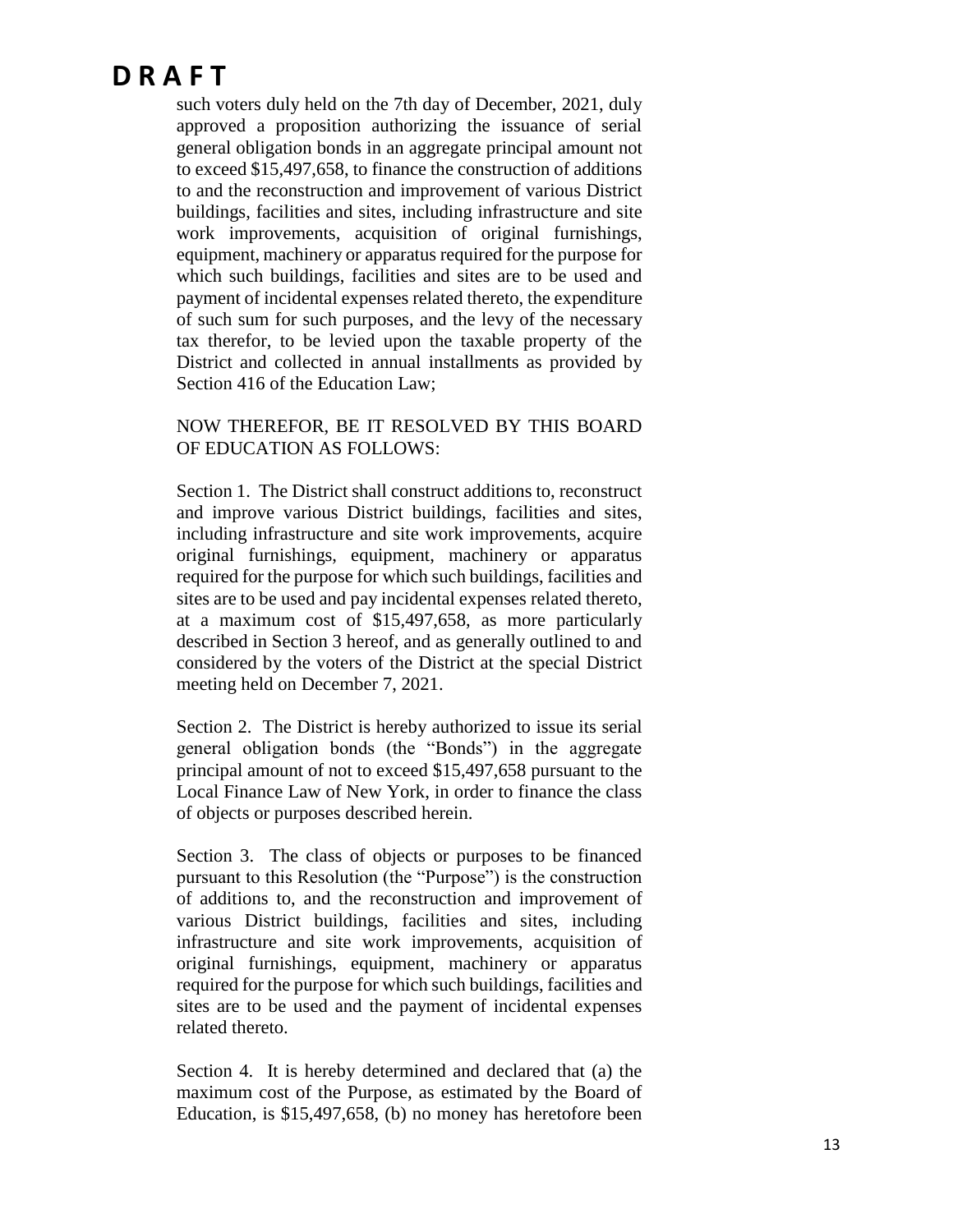# D R A F T

such voters duly held on the 7th day of December, 2021, duly approved a proposition authorizing the issuance of serial general obligation bonds in an aggregate principal amount not to exceed $15,497,658, to finance the construction of additions to and the reconstruction and improvement of various District buildings, facilities and sites, including infrastructure and site work improvements, acquisition of original furnishings, equipment, machinery or apparatus required for the purpose for which such buildings, facilities and sites are to be used and payment of incidental expenses related thereto, the expenditure of such sum for such purposes, and the levy of the necessary tax therefor, to be levied upon the taxable property of the District and collected in annual installments as provided by Section 416 of the Education Law;

NOW THEREFOR, BE IT RESOLVED BY THIS BOARD OF EDUCATION AS FOLLOWS:

Section 1. The District shall construct additions to, reconstruct and improve various District buildings, facilities and sites, including infrastructure and site work improvements, acquire original furnishings, equipment, machinery or apparatus required for the purpose for which such buildings, facilities and sites are to be used and pay incidental expenses related thereto, at a maximum cost of $15,497,658, as more particularly described in Section 3 hereof, and as generally outlined to and considered by the voters of the District at the special District meeting held on December 7, 2021.

Section 2. The District is hereby authorized to issue its serial general obligation bonds (the "Bonds") in the aggregate principal amount of not to exceed $15,497,658 pursuant to the Local Finance Law of New York, in order to finance the class of objects or purposes described herein.

Section 3. The class of objects or purposes to be financed pursuant to this Resolution (the "Purpose") is the construction of additions to, and the reconstruction and improvement of various District buildings, facilities and sites, including infrastructure and site work improvements, acquisition of original furnishings, equipment, machinery or apparatus required for the purpose for which such buildings, facilities and sites are to be used and the payment of incidental expenses related thereto.

Section 4. It is hereby determined and declared that (a) the maximum cost of the Purpose, as estimated by the Board of Education, is $15,497,658, (b) no money has heretofore been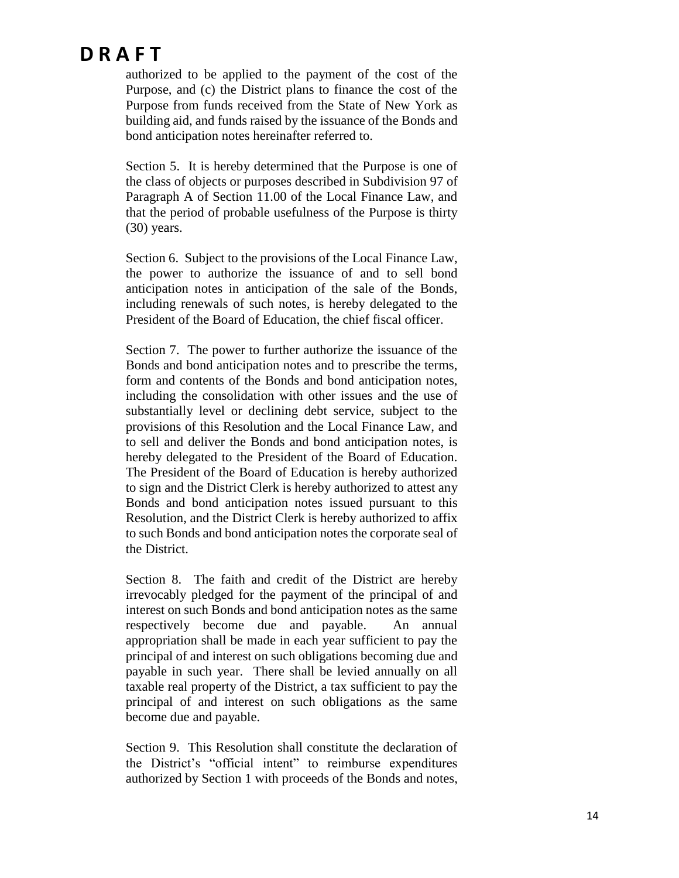# D R A F T

authorized to be applied to the payment of the cost of the Purpose, and (c) the District plans to finance the cost of the Purpose from funds received from the State of New York as building aid, and funds raised by the issuance of the Bonds and bond anticipation notes hereinafter referred to.

Section 5. It is hereby determined that the Purpose is one of the class of objects or purposes described in Subdivision 97 of Paragraph A of Section 11.00 of the Local Finance Law, and that the period of probable usefulness of the Purpose is thirty (30) years.

Section 6. Subject to the provisions of the Local Finance Law, the power to authorize the issuance of and to sell bond anticipation notes in anticipation of the sale of the Bonds, including renewals of such notes, is hereby delegated to the President of the Board of Education, the chief fiscal officer.

Section 7. The power to further authorize the issuance of the Bonds and bond anticipation notes and to prescribe the terms, form and contents of the Bonds and bond anticipation notes, including the consolidation with other issues and the use of substantially level or declining debt service, subject to the provisions of this Resolution and the Local Finance Law, and to sell and deliver the Bonds and bond anticipation notes, is hereby delegated to the President of the Board of Education. The President of the Board of Education is hereby authorized to sign and the District Clerk is hereby authorized to attest any Bonds and bond anticipation notes issued pursuant to this Resolution, and the District Clerk is hereby authorized to affix to such Bonds and bond anticipation notes the corporate seal of the District.

Section 8. The faith and credit of the District are hereby irrevocably pledged for the payment of the principal of and interest on such Bonds and bond anticipation notes as the same respectively become due and payable. An annual appropriation shall be made in each year sufficient to pay the principal of and interest on such obligations becoming due and payable in such year. There shall be levied annually on all taxable real property of the District, a tax sufficient to pay the principal of and interest on such obligations as the same become due and payable.

Section 9. This Resolution shall constitute the declaration of the District's "official intent" to reimburse expenditures authorized by Section 1 with proceeds of the Bonds and notes,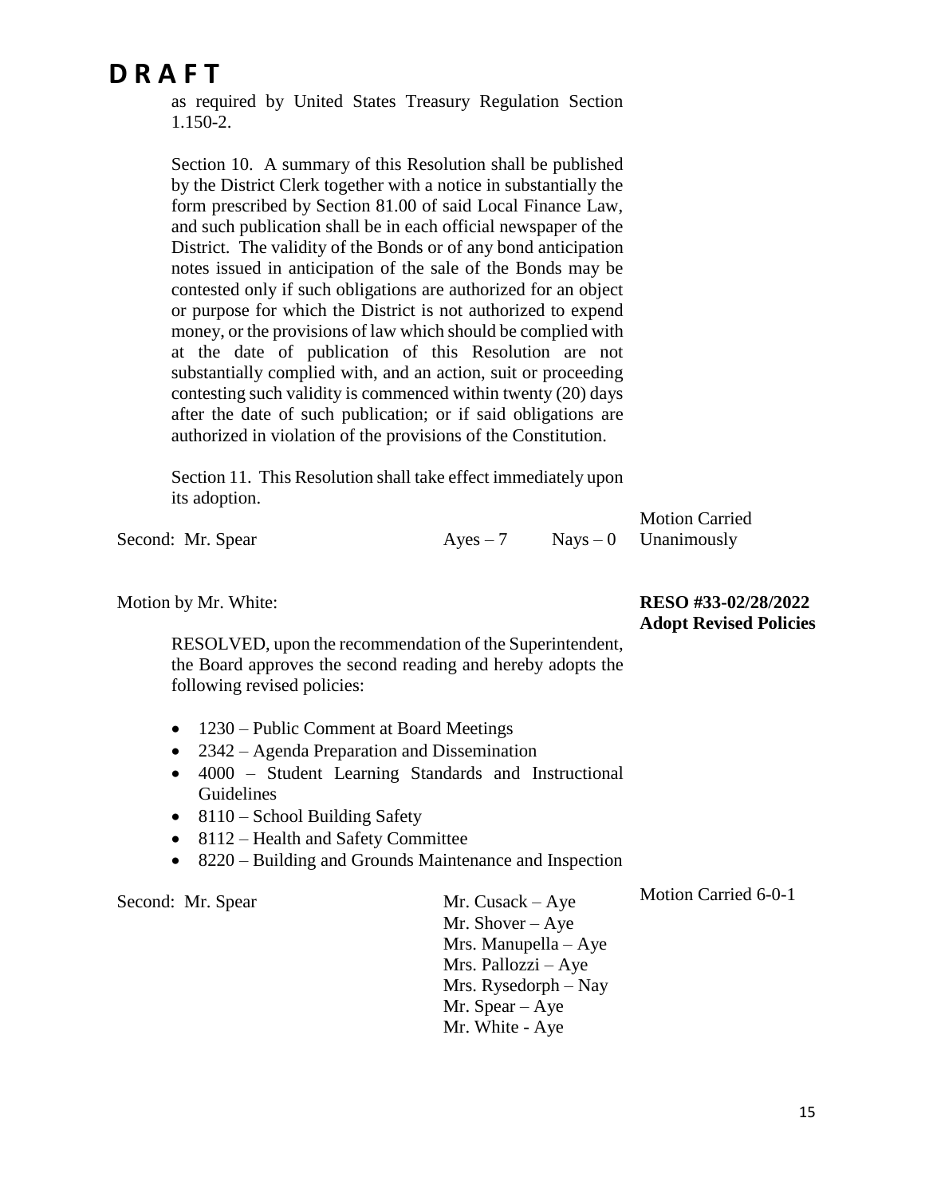**D R A F T**

as required by United States Treasury Regulation Section 1.150-2.

Section 10. A summary of this Resolution shall be published by the District Clerk together with a notice in substantially the form prescribed by Section 81.00 of said Local Finance Law, and such publication shall be in each official newspaper of the District. The validity of the Bonds or of any bond anticipation notes issued in anticipation of the sale of the Bonds may be contested only if such obligations are authorized for an object or purpose for which the District is not authorized to expend money, or the provisions of law which should be complied with at the date of publication of this Resolution are not substantially complied with, and an action, suit or proceeding contesting such validity is commenced within twenty (20) days after the date of such publication; or if said obligations are authorized in violation of the provisions of the Constitution.

Section 11. This Resolution shall take effect immediately upon its adoption.

Second: Mr. Spear Ayes – 7 Nays – 0 Motion Carried Unanimously

Motion by Mr. White:

**RESO #33-02/28/2022**
**Adopt Revised Policies**

RESOLVED, upon the recommendation of the Superintendent, the Board approves the second reading and hereby adopts the following revised policies:

- 1230 – Public Comment at Board Meetings
- 2342 – Agenda Preparation and Dissemination
- 4000 – Student Learning Standards and Instructional Guidelines
- 8110 – School Building Safety
- 8112 – Health and Safety Committee
- 8220 – Building and Grounds Maintenance and Inspection

Second: Mr. Spear

Mr. Cusack – Aye
Mr. Shover – Aye
Mrs. Manupella – Aye
Mrs. Pallozzi – Aye
Mrs. Rysedorph – Nay
Mr. Spear – Aye
Mr. White - Aye

Motion Carried 6-0-1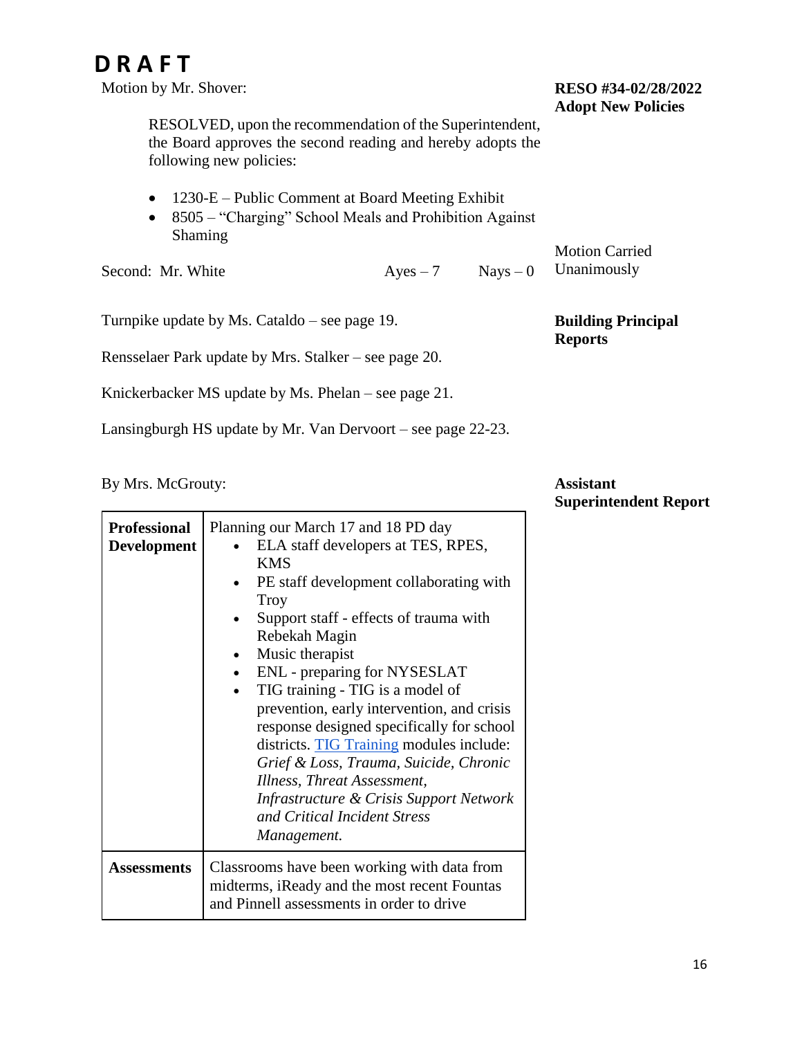# DRAFT

**RESO #34-02/28/2022**
**Adopt New Policies**

Motion by Mr. Shover:

RESOLVED, upon the recommendation of the Superintendent, the Board approves the second reading and hereby adopts the following new policies:

- 1230-E – Public Comment at Board Meeting Exhibit
- 8505 – "Charging" School Meals and Prohibition Against Shaming

Second: Mr. White Ayes – 7 Nays – 0

Motion Carried Unanimously

**Building Principal Reports**

Turnpike update by Ms. Cataldo – see page 19.

Rensselaer Park update by Mrs. Stalker – see page 20.

Knickerbacker MS update by Ms. Phelan – see page 21.

Lansingburgh HS update by Mr. Van Dervoort – see page 22-23.

**Assistant Superintendent Report**

By Mrs. McGrouty:

| **Professional Development** | Planning our March 17 and 18 PD day<br>• ELA staff developers at TES, RPES, KMS<br>• PE staff development collaborating with Troy<br>• Support staff - effects of trauma with Rebekah Magin<br>• Music therapist<br>• ENL - preparing for NYSESLAT<br>• TIG training - TIG is a model of prevention, early intervention, and crisis response designed specifically for school districts. [TIG Training] modules include: *Grief & Loss, Trauma, Suicide, Chronic Illness, Threat Assessment, Infrastructure & Crisis Support Network and Critical Incident Stress Management.* |
|---|---|
| **Assessments** | Classrooms have been working with data from midterms, iReady and the most recent Fountas and Pinnell assessments in order to drive |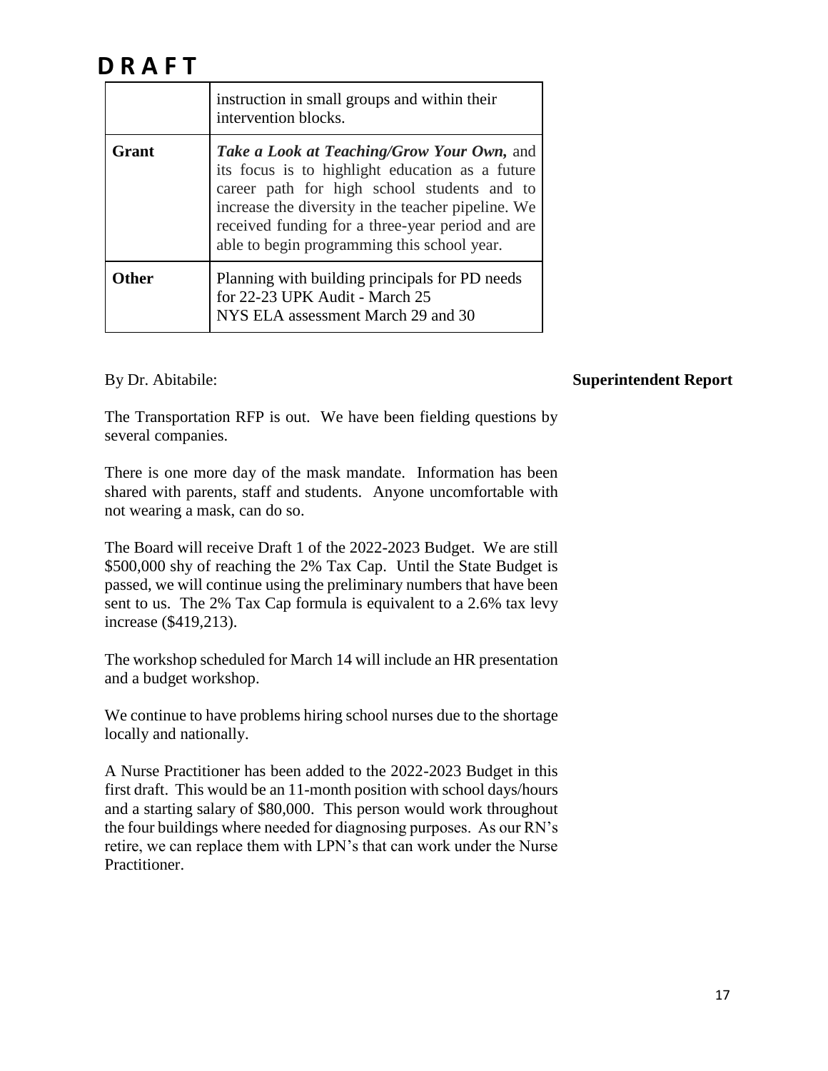# D R A F T

| | |
|---|---|
| | instruction in small groups and within their intervention blocks. |
| **Grant** | ***Take a Look at Teaching/Grow Your Own,*** and its focus is to highlight education as a future career path for high school students and to increase the diversity in the teacher pipeline. We received funding for a three-year period and are able to begin programming this school year. |
| **Other** | Planning with building principals for PD needs for 22-23 UPK Audit - March 25<br>NYS ELA assessment March 29 and 30 |

By Dr. Abitabile: **Superintendent Report**

The Transportation RFP is out. We have been fielding questions by several companies.

There is one more day of the mask mandate. Information has been shared with parents, staff and students. Anyone uncomfortable with not wearing a mask, can do so.

The Board will receive Draft 1 of the 2022-2023 Budget. We are still $500,000 shy of reaching the 2% Tax Cap. Until the State Budget is passed, we will continue using the preliminary numbers that have been sent to us. The 2% Tax Cap formula is equivalent to a 2.6% tax levy increase ($419,213).

The workshop scheduled for March 14 will include an HR presentation and a budget workshop.

We continue to have problems hiring school nurses due to the shortage locally and nationally.

A Nurse Practitioner has been added to the 2022-2023 Budget in this first draft. This would be an 11-month position with school days/hours and a starting salary of $80,000. This person would work throughout the four buildings where needed for diagnosing purposes. As our RN's retire, we can replace them with LPN's that can work under the Nurse Practitioner.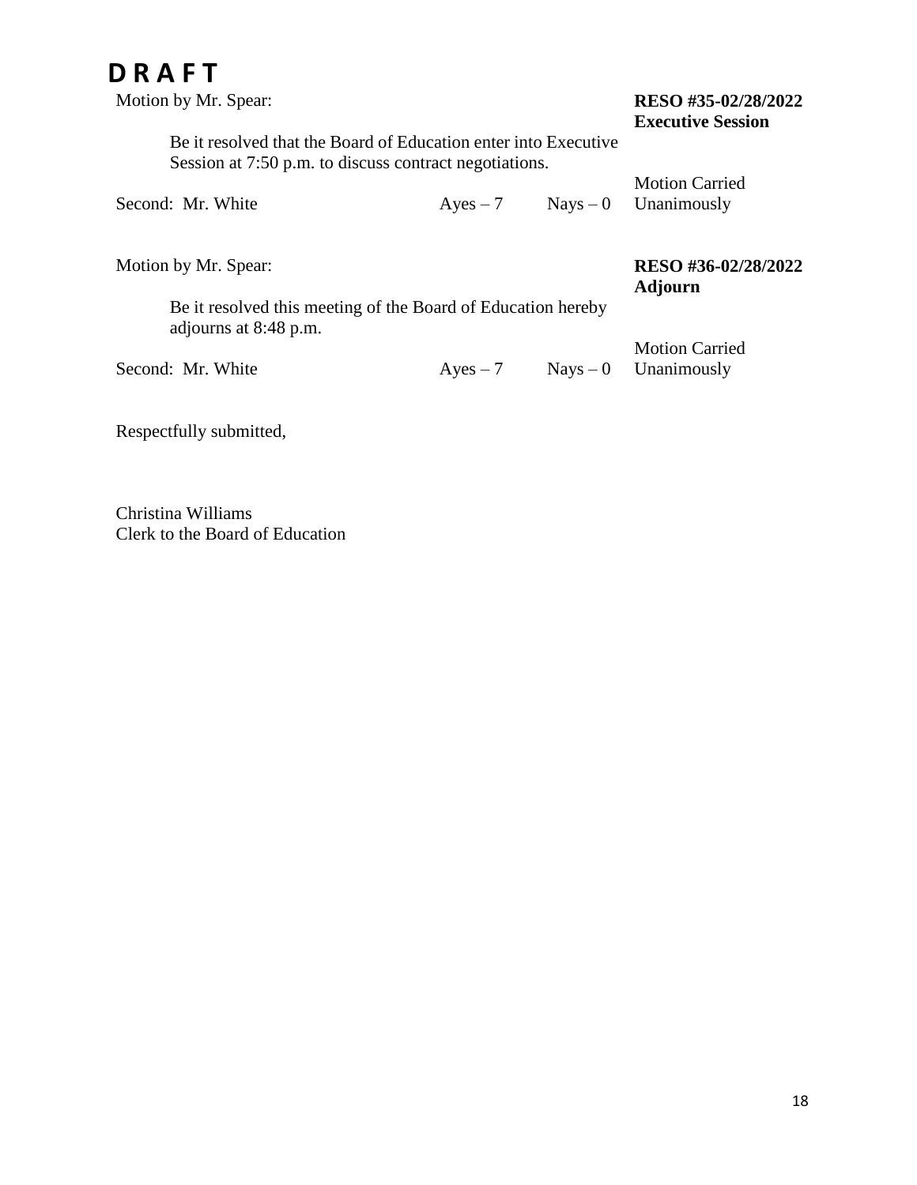# D R A F T

Motion by Mr. Spear: **RESO #35-02/28/2022 Executive Session**

Be it resolved that the Board of Education enter into Executive Session at 7:50 p.m. to discuss contract negotiations.

Second: Mr. White  Ayes – 7  Nays – 0  Motion Carried Unanimously

Motion by Mr. Spear: **RESO #36-02/28/2022 Adjourn**

Be it resolved this meeting of the Board of Education hereby adjourns at 8:48 p.m.

Second: Mr. White  Ayes – 7  Nays – 0  Motion Carried Unanimously

Respectfully submitted,

Christina Williams
Clerk to the Board of Education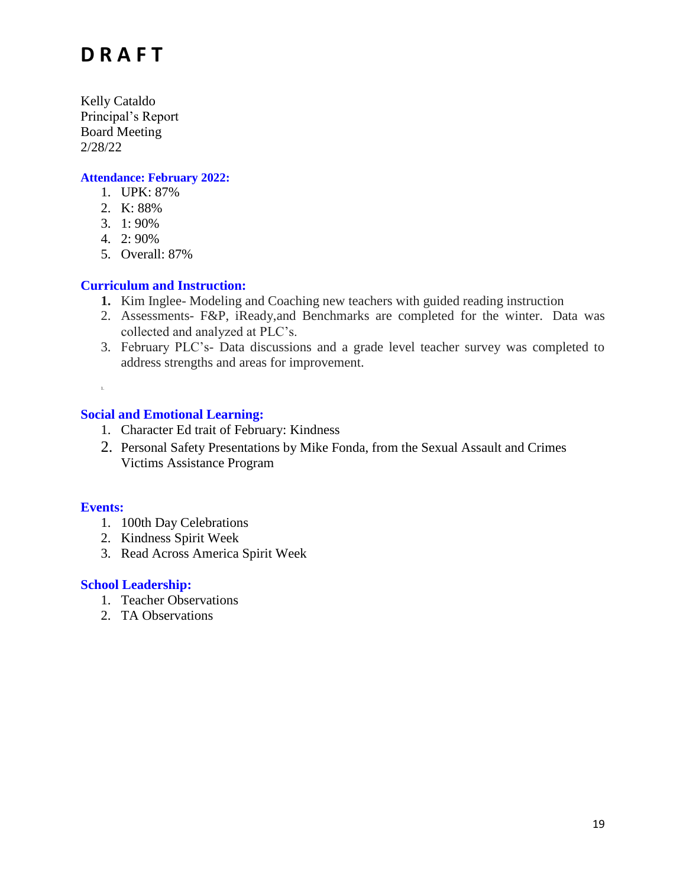# D R A F T

Kelly Cataldo
Principal's Report
Board Meeting
2/28/22

### Attendance: February 2022:

1. UPK: 87%
2. K: 88%
3. 1: 90%
4. 2: 90%
5. Overall: 87%

### Curriculum and Instruction:

1. Kim Inglee- Modeling and Coaching new teachers with guided reading instruction
2. Assessments- F&P, iReady,and Benchmarks are completed for the winter. Data was collected and analyzed at PLC's.
3. February PLC's- Data discussions and a grade level teacher survey was completed to address strengths and areas for improvement.

### Social and Emotional Learning:

1. Character Ed trait of February: Kindness
2. Personal Safety Presentations by Mike Fonda, from the Sexual Assault and Crimes Victims Assistance Program

### Events:

1. 100th Day Celebrations
2. Kindness Spirit Week
3. Read Across America Spirit Week

### School Leadership:

1. Teacher Observations
2. TA Observations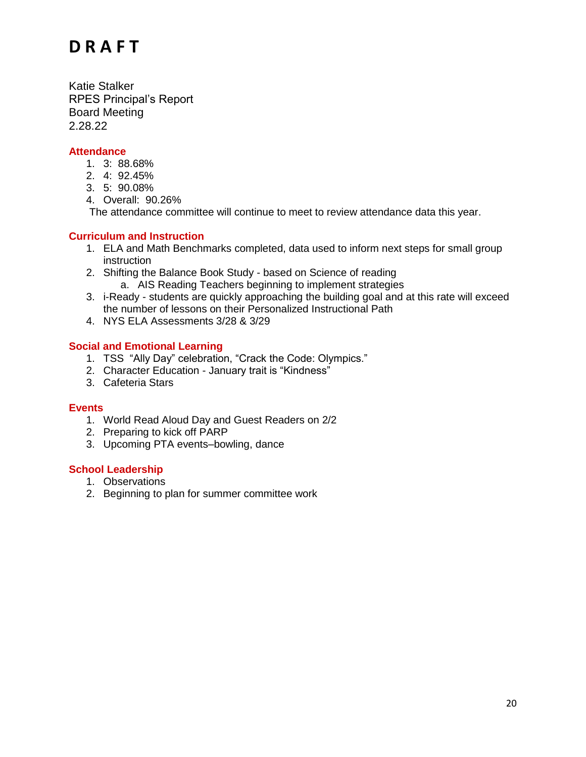# D R A F T

Katie Stalker
RPES Principal's Report
Board Meeting
2.28.22

## Attendance

1. 3: 88.68%
2. 4: 92.45%
3. 5: 90.08%
4. Overall: 90.26%

The attendance committee will continue to meet to review attendance data this year.

## Curriculum and Instruction

1. ELA and Math Benchmarks completed, data used to inform next steps for small group instruction
2. Shifting the Balance Book Study - based on Science of reading
    a. AIS Reading Teachers beginning to implement strategies
3. i-Ready - students are quickly approaching the building goal and at this rate will exceed the number of lessons on their Personalized Instructional Path
4. NYS ELA Assessments 3/28 & 3/29

## Social and Emotional Learning

1. TSS "Ally Day" celebration, "Crack the Code: Olympics."
2. Character Education - January trait is "Kindness"
3. Cafeteria Stars

## Events

1. World Read Aloud Day and Guest Readers on 2/2
2. Preparing to kick off PARP
3. Upcoming PTA events–bowling, dance

## School Leadership

1. Observations
2. Beginning to plan for summer committee work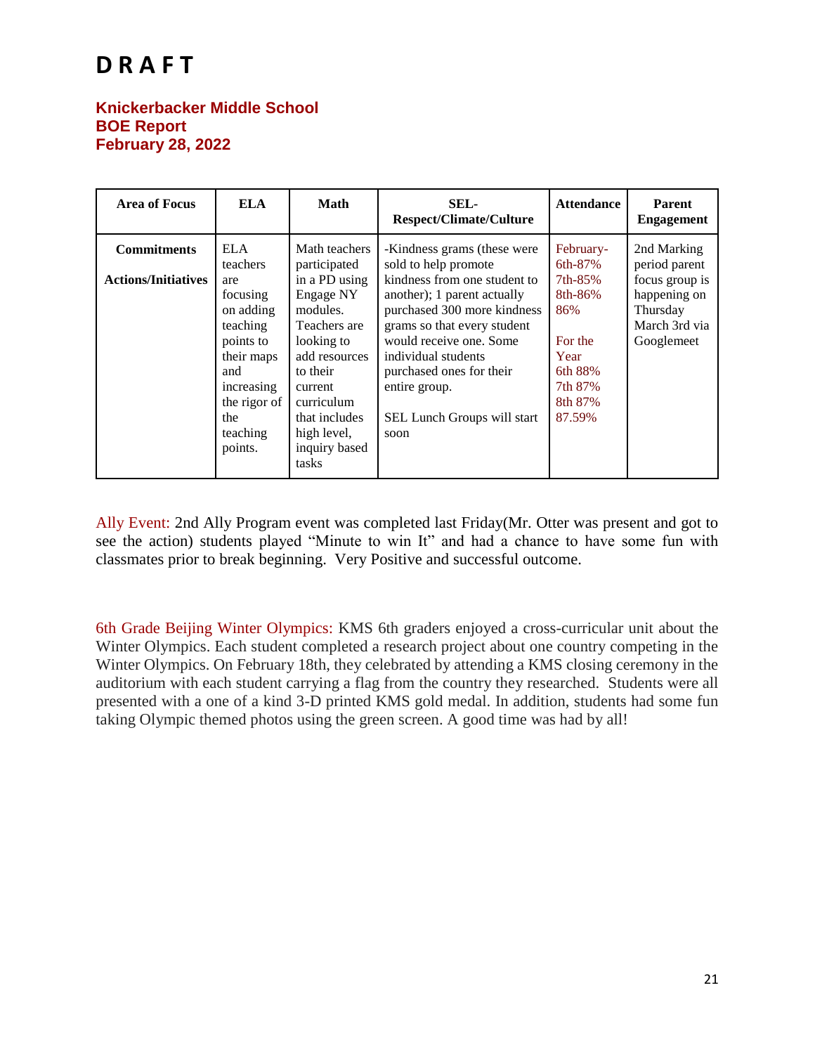# D R A F T

## Knickerbacker Middle School
## BOE Report
## February 28, 2022

| Area of Focus | ELA | Math | SEL-Respect/Climate/Culture | Attendance | Parent Engagement |
|---|---|---|---|---|---|
| **Commitments**<br><br>**Actions/Initiatives** | ELA teachers are focusing on adding teaching points to their maps and increasing the rigor of the teaching points. | Math teachers participated in a PD using Engage NY modules. Teachers are looking to add resources to their current curriculum that includes high level, inquiry based tasks | -Kindness grams (these were sold to help promote kindness from one student to another); 1 parent actually purchased 300 more kindness grams so that every student would receive one. Some individual students purchased ones for their entire group.<br><br>SEL Lunch Groups will start soon | February-<br>6th-87%<br>7th-85%<br>8th-86%<br>86%<br><br>For the Year<br>6th 88%<br>7th 87%<br>8th 87%<br>87.59% | 2nd Marking period parent focus group is happening on Thursday March 3rd via Googlemeet |

Ally Event: 2nd Ally Program event was completed last Friday(Mr. Otter was present and got to see the action) students played "Minute to win It" and had a chance to have some fun with classmates prior to break beginning. Very Positive and successful outcome.

6th Grade Beijing Winter Olympics: KMS 6th graders enjoyed a cross-curricular unit about the Winter Olympics. Each student completed a research project about one country competing in the Winter Olympics. On February 18th, they celebrated by attending a KMS closing ceremony in the auditorium with each student carrying a flag from the country they researched. Students were all presented with a one of a kind 3-D printed KMS gold medal. In addition, students had some fun taking Olympic themed photos using the green screen. A good time was had by all!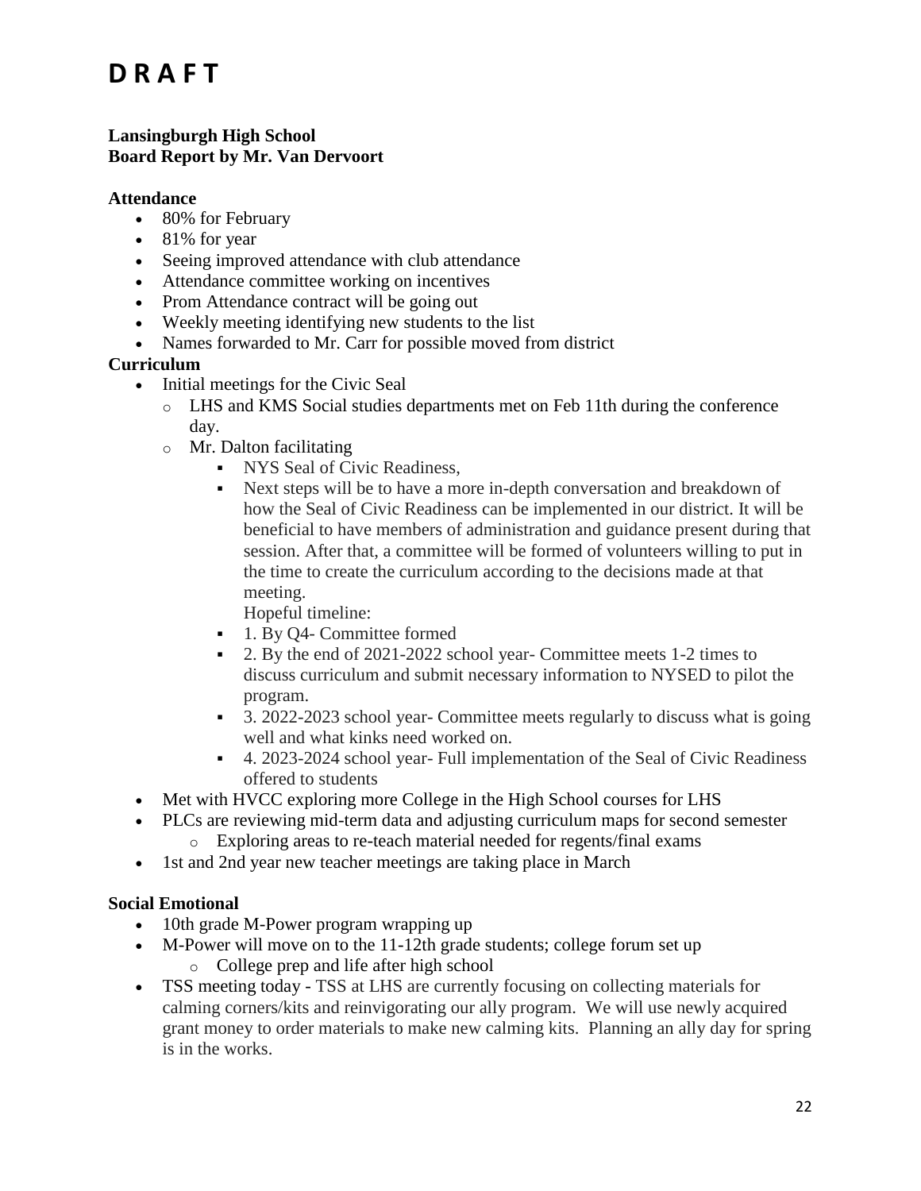# D R A F T

**Lansingburgh High School**
**Board Report by Mr. Van Dervoort**

**Attendance**

- 80% for February
- 81% for year
- Seeing improved attendance with club attendance
- Attendance committee working on incentives
- Prom Attendance contract will be going out
- Weekly meeting identifying new students to the list
- Names forwarded to Mr. Carr for possible moved from district

**Curriculum**

- Initial meetings for the Civic Seal
  - LHS and KMS Social studies departments met on Feb 11th during the conference day.
  - Mr. Dalton facilitating
    - NYS Seal of Civic Readiness,
    - Next steps will be to have a more in-depth conversation and breakdown of how the Seal of Civic Readiness can be implemented in our district. It will be beneficial to have members of administration and guidance present during that session. After that, a committee will be formed of volunteers willing to put in the time to create the curriculum according to the decisions made at that meeting.
      Hopeful timeline:
    - 1. By Q4- Committee formed
    - 2. By the end of 2021-2022 school year- Committee meets 1-2 times to discuss curriculum and submit necessary information to NYSED to pilot the program.
    - 3. 2022-2023 school year- Committee meets regularly to discuss what is going well and what kinks need worked on.
    - 4. 2023-2024 school year- Full implementation of the Seal of Civic Readiness offered to students
- Met with HVCC exploring more College in the High School courses for LHS
- PLCs are reviewing mid-term data and adjusting curriculum maps for second semester
  - Exploring areas to re-teach material needed for regents/final exams
- 1st and 2nd year new teacher meetings are taking place in March

**Social Emotional**

- 10th grade M-Power program wrapping up
- M-Power will move on to the 11-12th grade students; college forum set up
  - College prep and life after high school
- TSS meeting today - TSS at LHS are currently focusing on collecting materials for calming corners/kits and reinvigorating our ally program. We will use newly acquired grant money to order materials to make new calming kits. Planning an ally day for spring is in the works.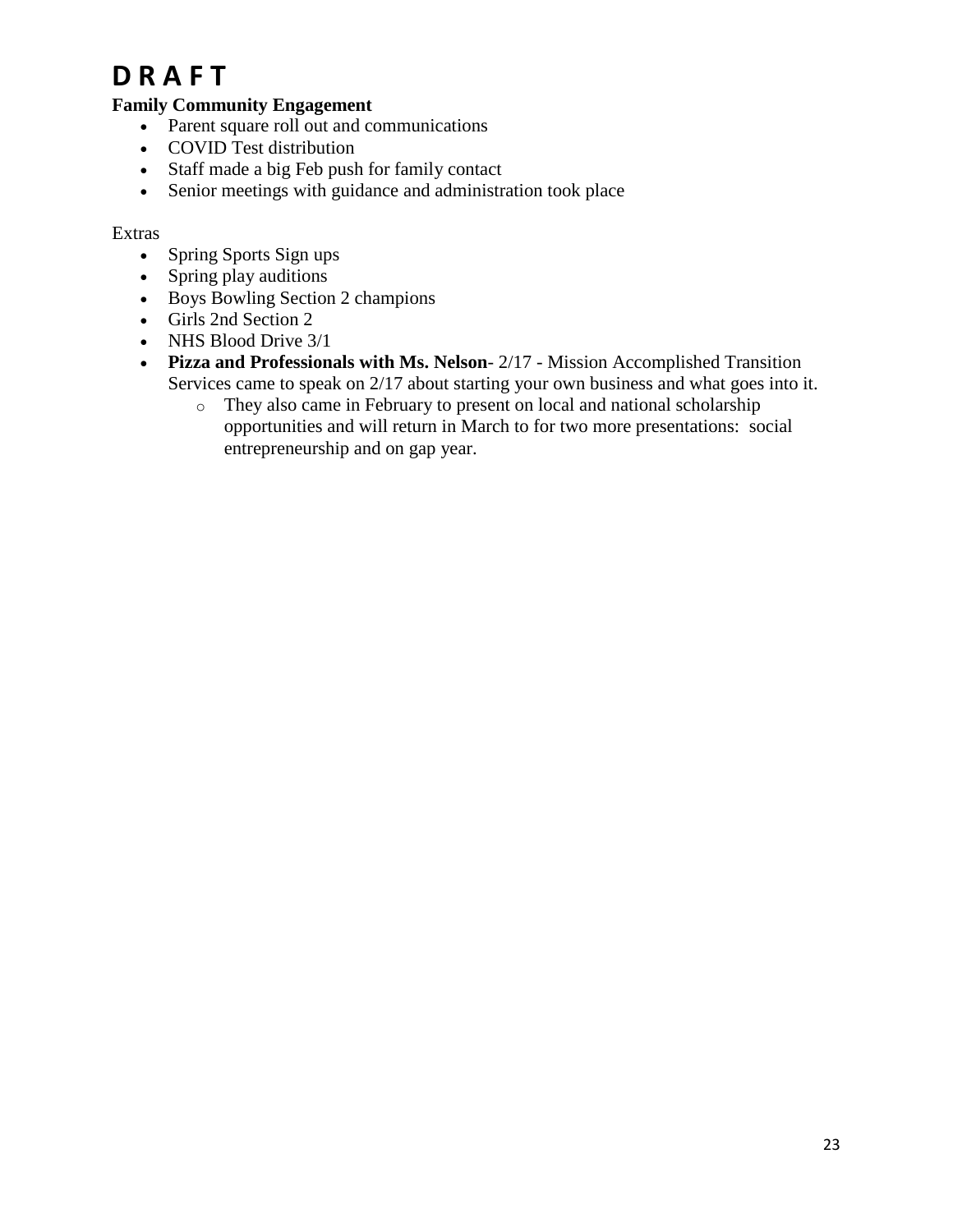# D R A F T

**Family Community Engagement**

- Parent square roll out and communications
- COVID Test distribution
- Staff made a big Feb push for family contact
- Senior meetings with guidance and administration took place

Extras

- Spring Sports Sign ups
- Spring play auditions
- Boys Bowling Section 2 champions
- Girls 2nd Section 2
- NHS Blood Drive 3/1
- **Pizza and Professionals with Ms. Nelson**- 2/17 - Mission Accomplished Transition Services came to speak on 2/17 about starting your own business and what goes into it.
  - They also came in February to present on local and national scholarship opportunities and will return in March to for two more presentations: social entrepreneurship and on gap year.